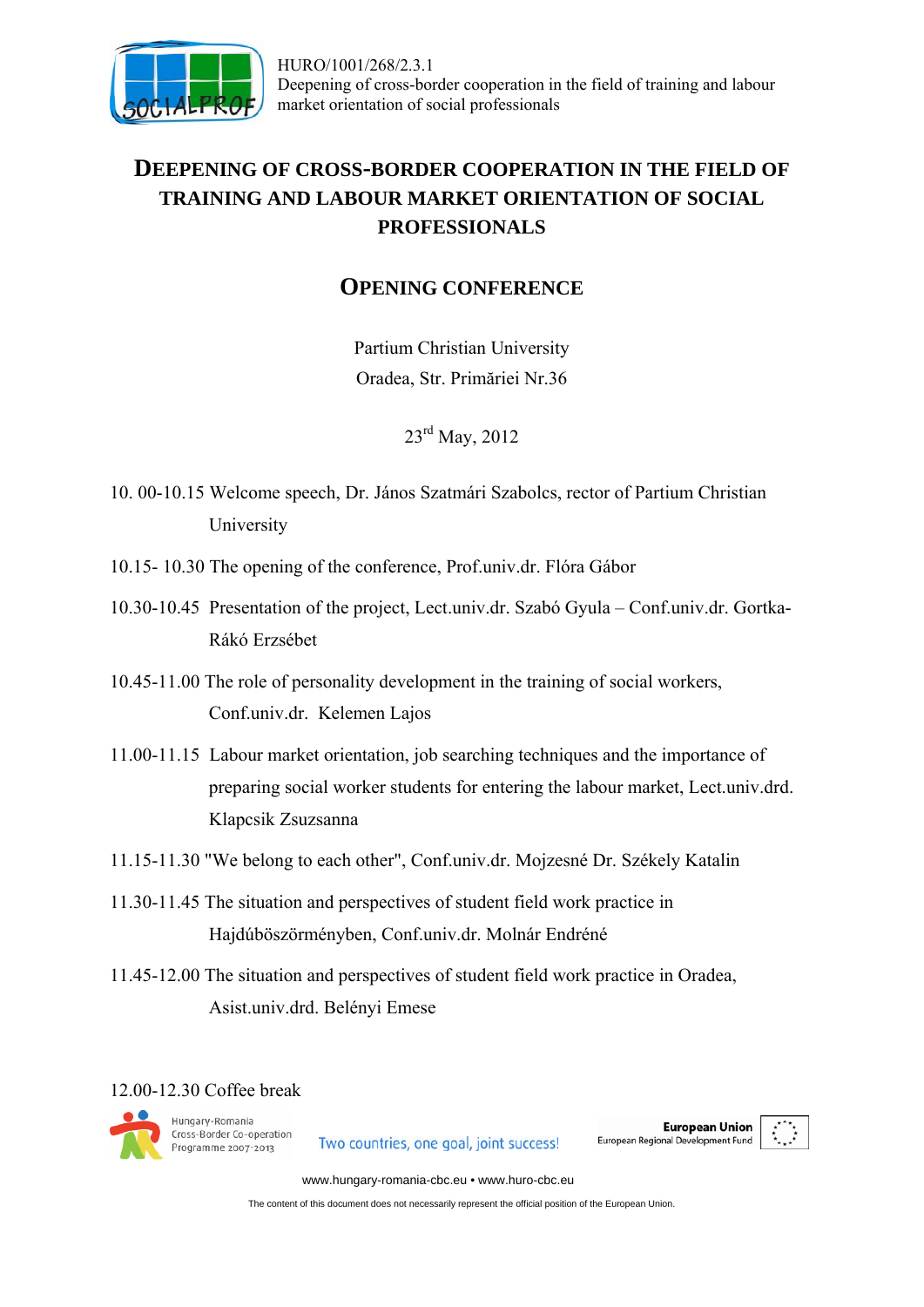# Deepening of cross-border cooperation in the field of training and labour market orientation of social professionals

## Opening conference

Partium Christian University

Oradea, Str. Primăriei Nr.36

23rd May, 2012

10. 00-10.15 Welcome speech, Dr. János Szatmári Szabolcs, rector of Partium Christian University

10.15- 10.30 The opening of the conference, Prof.univ.dr. Flóra Gábor

10.30-10.45 Presentation of the project, Lect.univ.dr. Szabó Gyula – Conf.univ.dr. Gortka-Rákó Erzsébet

10.45-11.00 The role of personality development in the training of social workers, Conf.univ.dr. Kelemen Lajos

11.00-11.15 Labour market orientation, job searching techniques and the importance of preparing social worker students for entering the labour market, Lect.univ.drd. Klapcsik Zsuzsanna

11.15-11.30 "We belong to each other", Conf.univ.dr. Mojzesné Dr. Székely Katalin

11.30-11.45 The situation and perspectives of student field work practice in Hajdúböszörményben, Conf.univ.dr. Molnár Endréné

11.45-12.00 The situation and perspectives of student field work practice in Oradea, Asist.univ.drd. Belényi Emese

12.00-12.30 Coffee break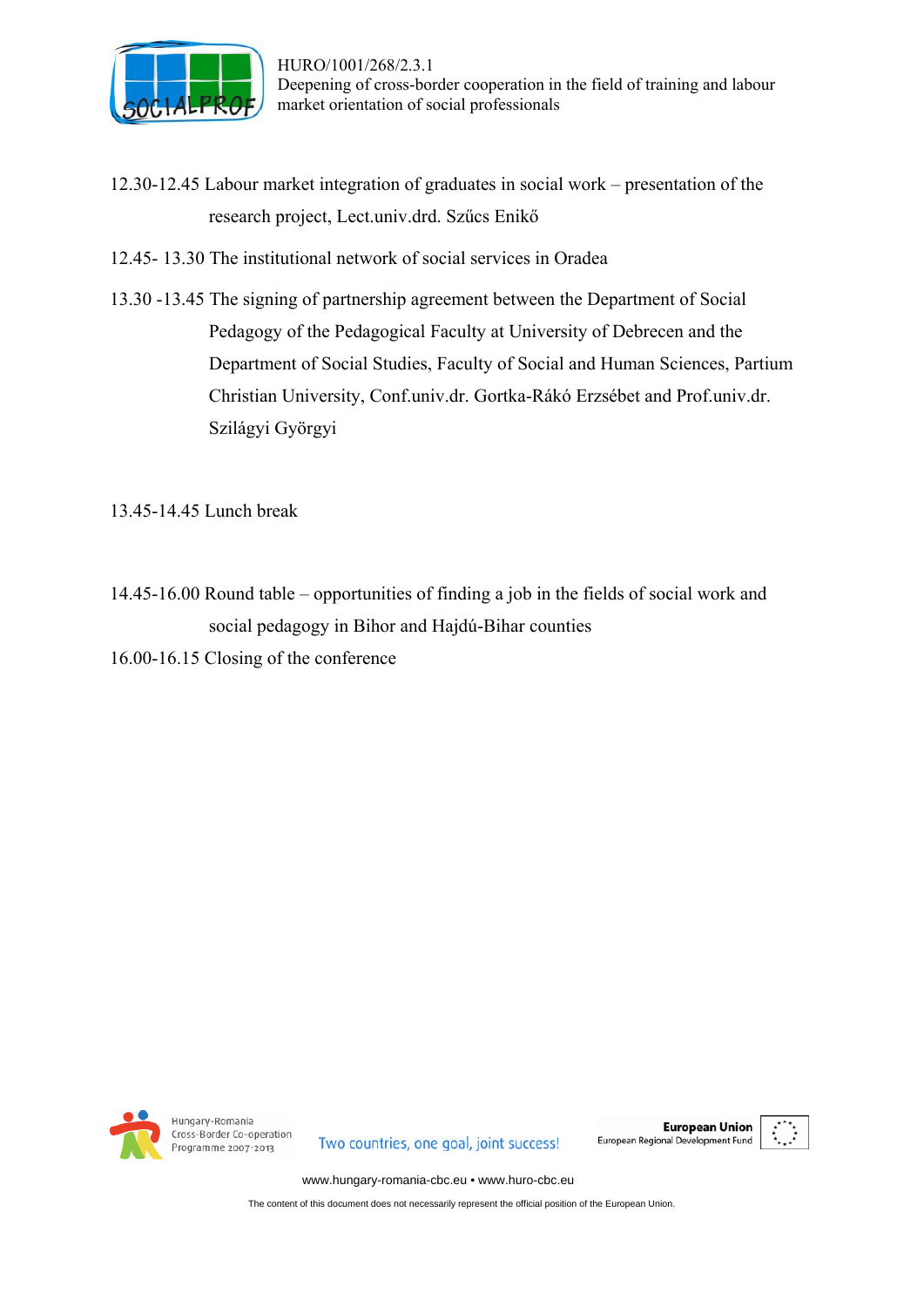12.30-12.45 Labour market integration of graduates in social work – presentation of the research project, Lect.univ.drd. Szűcs Enikő

12.45- 13.30 The institutional network of social services in Oradea

13.30 -13.45 The signing of partnership agreement between the Department of Social Pedagogy of the Pedagogical Faculty at University of Debrecen and the Department of Social Studies, Faculty of Social and Human Sciences, Partium Christian University, Conf.univ.dr. Gortka-Rákó Erzsébet and Prof.univ.dr. Szilágyi Györgyi

13.45-14.45 Lunch break

14.45-16.00 Round table – opportunities of finding a job in the fields of social work and social pedagogy in Bihor and Hajdú-Bihar counties

16.00-16.15 Closing of the conference